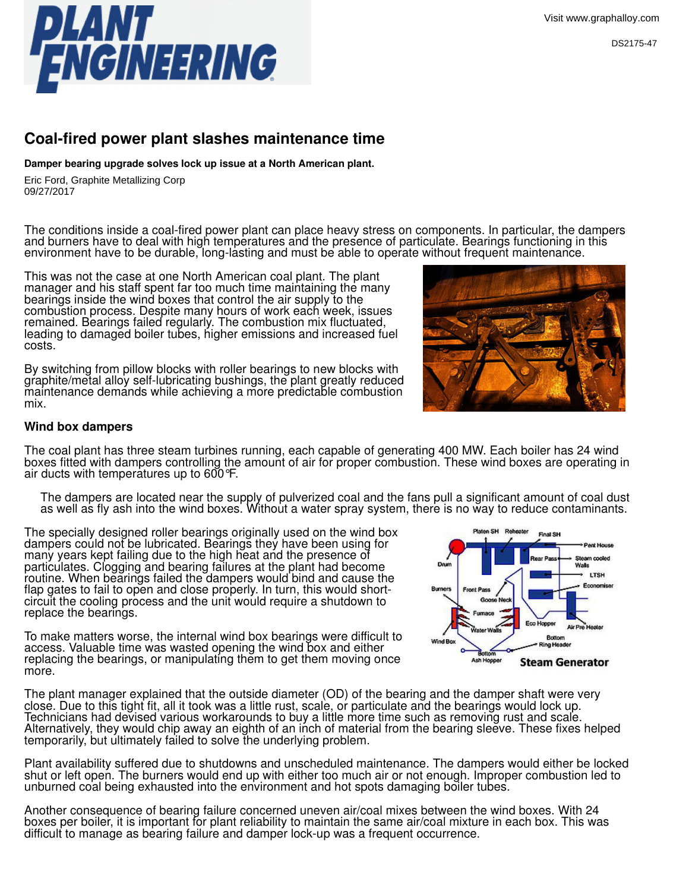# Coal-fired power plant slashes maintenance time

**Damper bearing upgrade solves lock up issue at a North American plant.**

Eric Ford, Graphite Metallizing Corp
09/27/2017

The conditions inside a coal-fired power plant can place heavy stress on components. In particular, the dampers and burners have to deal with high temperatures and the presence of particulate. Bearings functioning in this environment have to be durable, long-lasting and must be able to operate without frequent maintenance.

This was not the case at one North American coal plant. The plant manager and his staff spent far too much time maintaining the many bearings inside the wind boxes that control the air supply to the combustion process. Despite many hours of work each week, issues remained. Bearings failed regularly. The combustion mix fluctuated, leading to damaged boiler tubes, higher emissions and increased fuel costs.

By switching from pillow blocks with roller bearings to new blocks with graphite/metal alloy self-lubricating bushings, the plant greatly reduced maintenance demands while achieving a more predictable combustion mix.

## Wind box dampers

The coal plant has three steam turbines running, each capable of generating 400 MW. Each boiler has 24 wind boxes fitted with dampers controlling the amount of air for proper combustion. These wind boxes are operating in air ducts with temperatures up to 600°F.

The dampers are located near the supply of pulverized coal and the fans pull a significant amount of coal dust as well as fly ash into the wind boxes. Without a water spray system, there is no way to reduce contaminants.

The specially designed roller bearings originally used on the wind box dampers could not be lubricated. Bearings they have been using for many years kept failing due to the high heat and the presence of particulates. Clogging and bearing failures at the plant had become routine. When bearings failed the dampers would bind and cause the flap gates to fail to open and close properly. In turn, this would short-circuit the cooling process and the unit would require a shutdown to replace the bearings.

To make matters worse, the internal wind box bearings were difficult to access. Valuable time was wasted opening the wind box and either replacing the bearings, or manipulating them to get them moving once more.

The plant manager explained that the outside diameter (OD) of the bearing and the damper shaft were very close. Due to this tight fit, all it took was a little rust, scale, or particulate and the bearings would lock up. Technicians had devised various workarounds to buy a little more time such as removing rust and scale. Alternatively, they would chip away an eighth of an inch of material from the bearing sleeve. These fixes helped temporarily, but ultimately failed to solve the underlying problem.

Plant availability suffered due to shutdowns and unscheduled maintenance. The dampers would either be locked shut or left open. The burners would end up with either too much air or not enough. Improper combustion led to unburned coal being exhausted into the environment and hot spots damaging boiler tubes.

Another consequence of bearing failure concerned uneven air/coal mixes between the wind boxes. With 24 boxes per boiler, it is important for plant reliability to maintain the same air/coal mixture in each box. This was difficult to manage as bearing failure and damper lock-up was a frequent occurrence.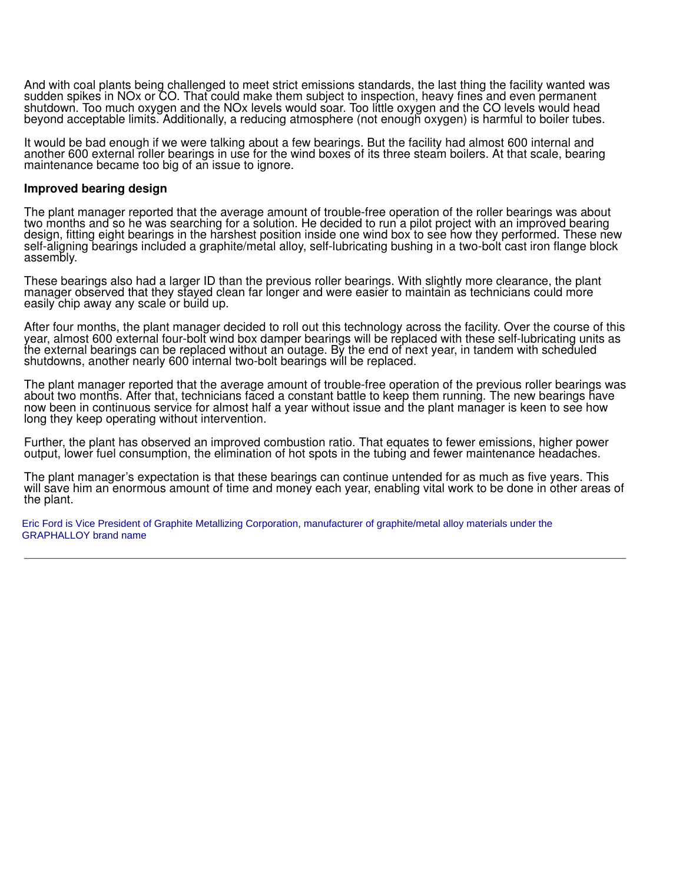And with coal plants being challenged to meet strict emissions standards, the last thing the facility wanted was sudden spikes in NOx or CO. That could make them subject to inspection, heavy fines and even permanent shutdown. Too much oxygen and the NOx levels would soar. Too little oxygen and the CO levels would head beyond acceptable limits. Additionally, a reducing atmosphere (not enough oxygen) is harmful to boiler tubes.

It would be bad enough if we were talking about a few bearings. But the facility had almost 600 internal and another 600 external roller bearings in use for the wind boxes of its three steam boilers. At that scale, bearing maintenance became too big of an issue to ignore.

**Improved bearing design**

The plant manager reported that the average amount of trouble-free operation of the roller bearings was about two months and so he was searching for a solution. He decided to run a pilot project with an improved bearing design, fitting eight bearings in the harshest position inside one wind box to see how they performed. These new self-aligning bearings included a graphite/metal alloy, self-lubricating bushing in a two-bolt cast iron flange block assembly.

These bearings also had a larger ID than the previous roller bearings. With slightly more clearance, the plant manager observed that they stayed clean far longer and were easier to maintain as technicians could more easily chip away any scale or build up.

After four months, the plant manager decided to roll out this technology across the facility. Over the course of this year, almost 600 external four-bolt wind box damper bearings will be replaced with these self-lubricating units as the external bearings can be replaced without an outage. By the end of next year, in tandem with scheduled shutdowns, another nearly 600 internal two-bolt bearings will be replaced.

The plant manager reported that the average amount of trouble-free operation of the previous roller bearings was about two months. After that, technicians faced a constant battle to keep them running. The new bearings have now been in continuous service for almost half a year without issue and the plant manager is keen to see how long they keep operating without intervention.

Further, the plant has observed an improved combustion ratio. That equates to fewer emissions, higher power output, lower fuel consumption, the elimination of hot spots in the tubing and fewer maintenance headaches.

The plant manager's expectation is that these bearings can continue untended for as much as five years. This will save him an enormous amount of time and money each year, enabling vital work to be done in other areas of the plant.

Eric Ford is Vice President of Graphite Metallizing Corporation, manufacturer of graphite/metal alloy materials under the GRAPHALLOY brand name